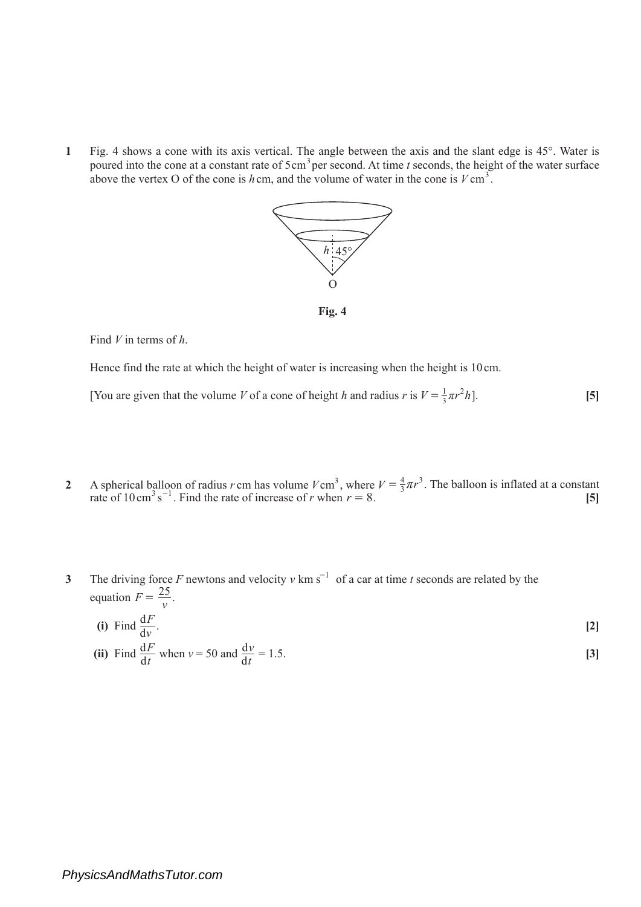**1** Fig. 4 shows a cone with its axis vertical. The angle between the axis and the slant edge is 45°. Water is poured into the cone at a constant rate of 5 cm$^3$ per second. At time $t$ seconds, the height of the water surface above the vertex O of the cone is $h$ cm, and the volume of water in the cone is $V$ cm$^3$.

$h$

45°

O

**Fig. 4**

Find $V$ in terms of $h$.

Hence find the rate at which the height of water is increasing when the height is 10 cm.

[You are given that the volume $V$ of a cone of height $h$ and radius $r$ is $V = \frac{1}{3}\pi r^2 h$]. **[5]**

**2** A spherical balloon of radius $r$ cm has volume $V$ cm$^3$, where $V = \frac{4}{3}\pi r^3$. The balloon is inflated at a constant rate of 10 cm$^3$ s$^{-1}$. Find the rate of increase of $r$ when $r = 8$. **[5]**

**3** The driving force $F$ newtons and velocity $v$ km s$^{-1}$ of a car at time $t$ seconds are related by the equation $F = \dfrac{25}{v}$.

**(i)** Find $\dfrac{dF}{dv}$. **[2]**

**(ii)** Find $\dfrac{dF}{dt}$ when $v = 50$ and $\dfrac{dv}{dt} = 1.5$. **[3]**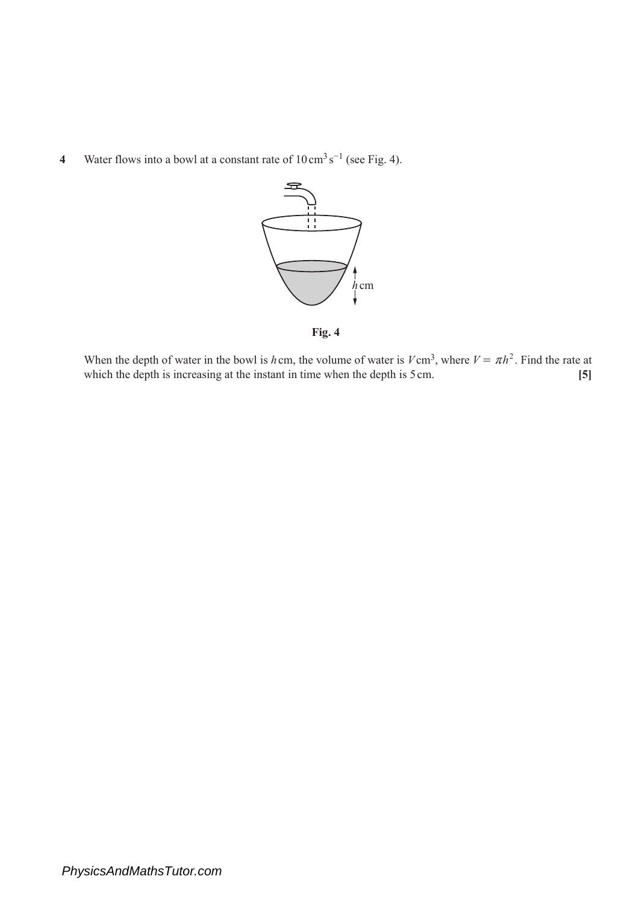**4** Water flows into a bowl at a constant rate of $10 \text{ cm}^3 \text{ s}^{-1}$ (see Fig. 4).

$h$ cm

**Fig. 4**

When the depth of water in the bowl is $h$ cm, the volume of water is $V$ cm$^3$, where $V = \pi h^2$. Find the rate at which the depth is increasing at the instant in time when the depth is 5 cm. **[5]**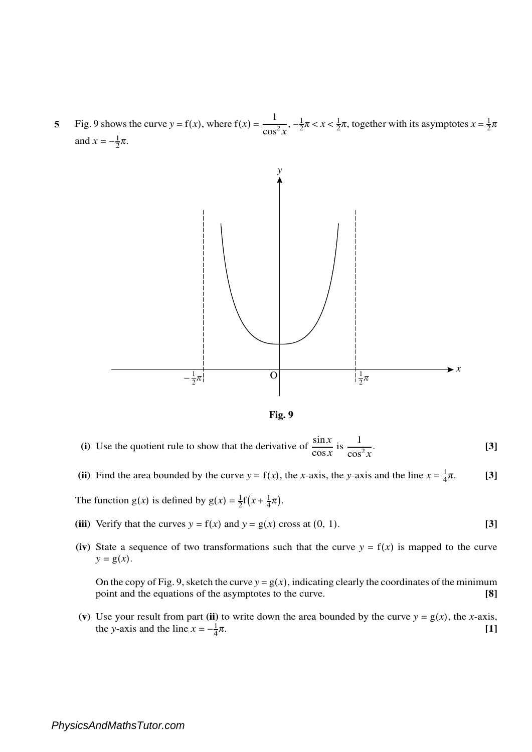**5** Fig. 9 shows the curve $y = \text{f}(x)$, where $\text{f}(x) = \dfrac{1}{\cos^2 x}$, $-\frac{1}{2}\pi < x < \frac{1}{2}\pi$, together with its asymptotes $x = \frac{1}{2}\pi$ and $x = -\frac{1}{2}\pi$.

**Fig. 9**

**(i)** Use the quotient rule to show that the derivative of $\dfrac{\sin x}{\cos x}$ is $\dfrac{1}{\cos^2 x}$. **[3]**

**(ii)** Find the area bounded by the curve $y = \text{f}(x)$, the $x$-axis, the $y$-axis and the line $x = \frac{1}{4}\pi$. **[3]**

The function $\text{g}(x)$ is defined by $\text{g}(x) = \frac{1}{2}\text{f}\left(x + \frac{1}{4}\pi\right)$.

**(iii)** Verify that the curves $y = \text{f}(x)$ and $y = \text{g}(x)$ cross at $(0, 1)$. **[3]**

**(iv)** State a sequence of two transformations such that the curve $y = \text{f}(x)$ is mapped to the curve $y = \text{g}(x)$.

On the copy of Fig. 9, sketch the curve $y = \text{g}(x)$, indicating clearly the coordinates of the minimum point and the equations of the asymptotes to the curve. **[8]**

**(v)** Use your result from part **(ii)** to write down the area bounded by the curve $y = \text{g}(x)$, the $x$-axis, the $y$-axis and the line $x = -\frac{1}{4}\pi$. **[1]**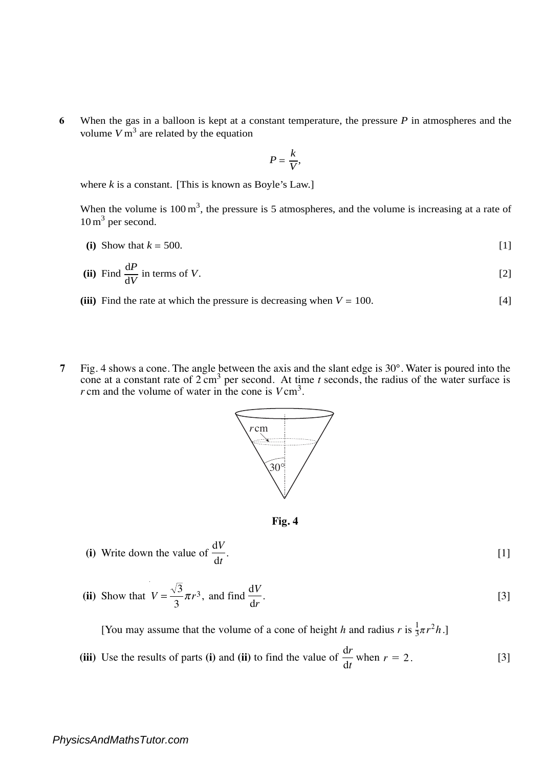**6** When the gas in a balloon is kept at a constant temperature, the pressure $P$ in atmospheres and the volume $V\,\text{m}^3$ are related by the equation

$$P = \frac{k}{V},$$

where $k$ is a constant. [This is known as Boyle's Law.]

When the volume is $100\,\text{m}^3$, the pressure is 5 atmospheres, and the volume is increasing at a rate of $10\,\text{m}^3$ per second.

**(i)** Show that $k = 500$. [1]

**(ii)** Find $\dfrac{dP}{dV}$ in terms of $V$. [2]

**(iii)** Find the rate at which the pressure is decreasing when $V = 100$. [4]

**7** Fig. 4 shows a cone. The angle between the axis and the slant edge is 30°. Water is poured into the cone at a constant rate of $2\,\text{cm}^3$ per second. At time $t$ seconds, the radius of the water surface is $r$ cm and the volume of water in the cone is $V\,\text{cm}^3$.

$r$ cm

30°

**Fig. 4**

**(i)** Write down the value of $\dfrac{dV}{dt}$. [1]

**(ii)** Show that $V = \dfrac{\sqrt{3}}{3}\pi r^3$, and find $\dfrac{dV}{dr}$. [3]

[You may assume that the volume of a cone of height $h$ and radius $r$ is $\frac{1}{3}\pi r^2 h$.]

**(iii)** Use the results of parts **(i)** and **(ii)** to find the value of $\dfrac{dr}{dt}$ when $r = 2$. [3]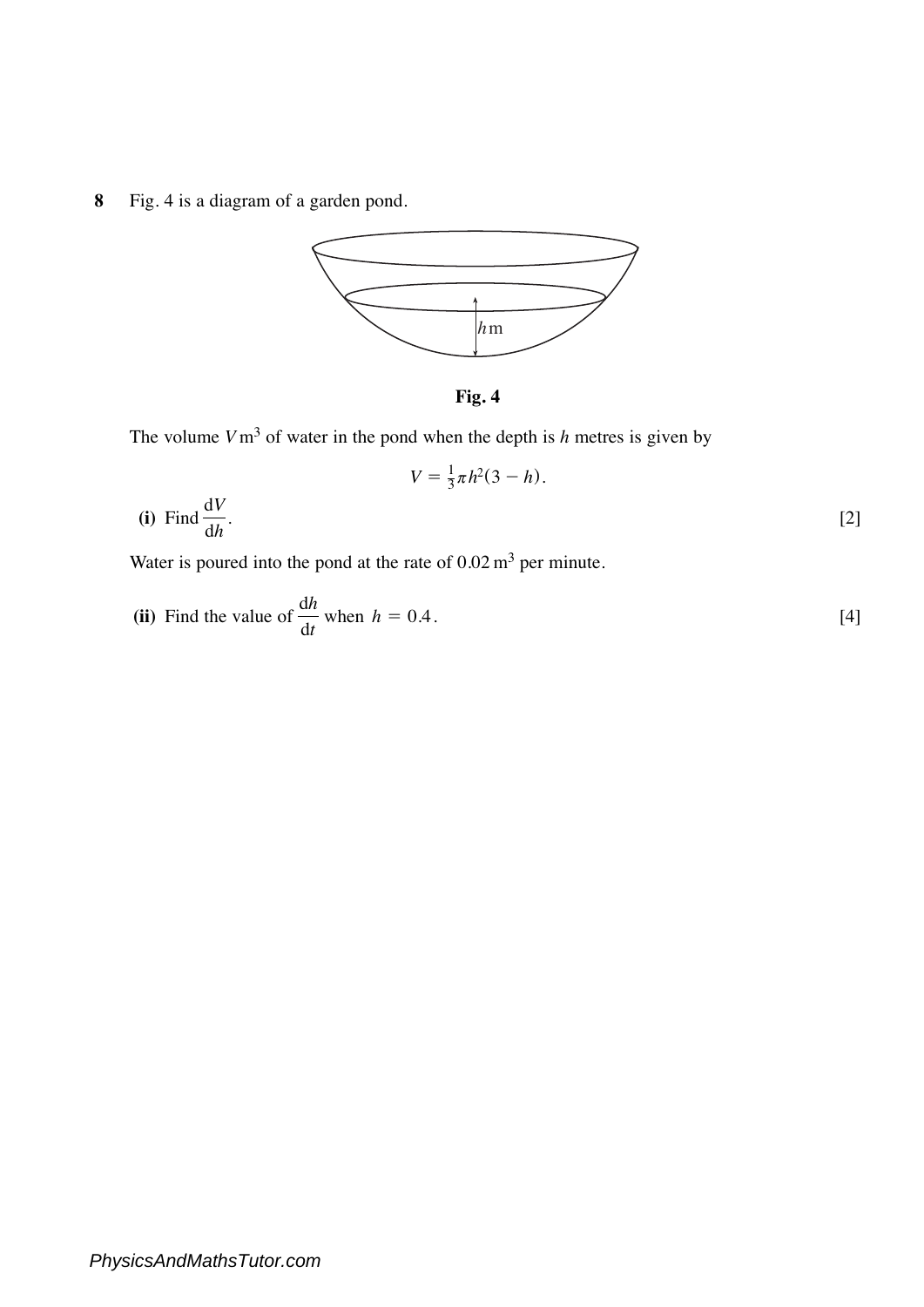**8** Fig. 4 is a diagram of a garden pond.

$h$ m

**Fig. 4**

The volume $V\,\text{m}^3$ of water in the pond when the depth is $h$ metres is given by

$$V = \tfrac{1}{3}\pi h^2(3 - h).$$

**(i)** Find $\dfrac{\mathrm{d}V}{\mathrm{d}h}$. [2]

Water is poured into the pond at the rate of $0.02\,\text{m}^3$ per minute.

**(ii)** Find the value of $\dfrac{\mathrm{d}h}{\mathrm{d}t}$ when $h = 0.4$. [4]